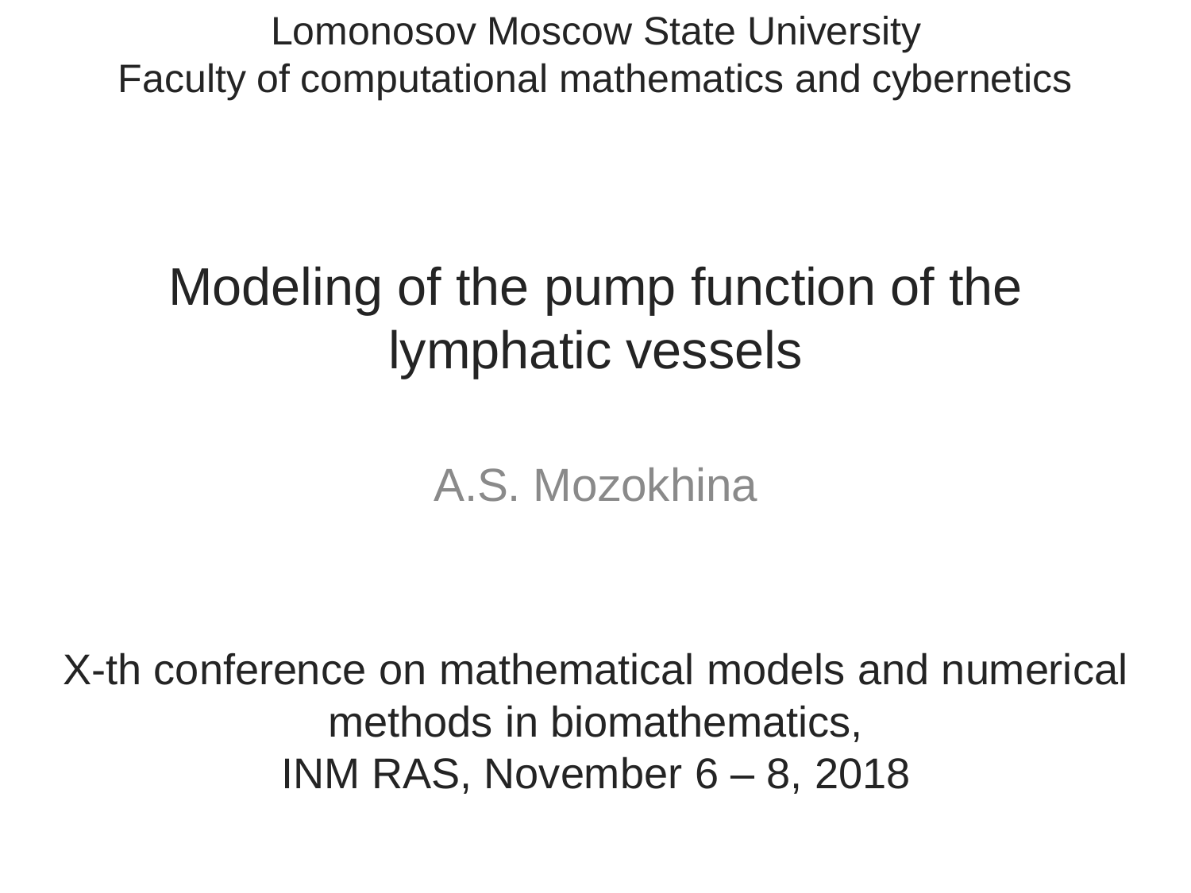Lomonosov Moscow State University
Faculty of computational mathematics and cybernetics

# Modeling of the pump function of the lymphatic vessels

A.S. Mozokhina

X-th conference on mathematical models and numerical methods in biomathematics,
INM RAS, November 6 – 8, 2018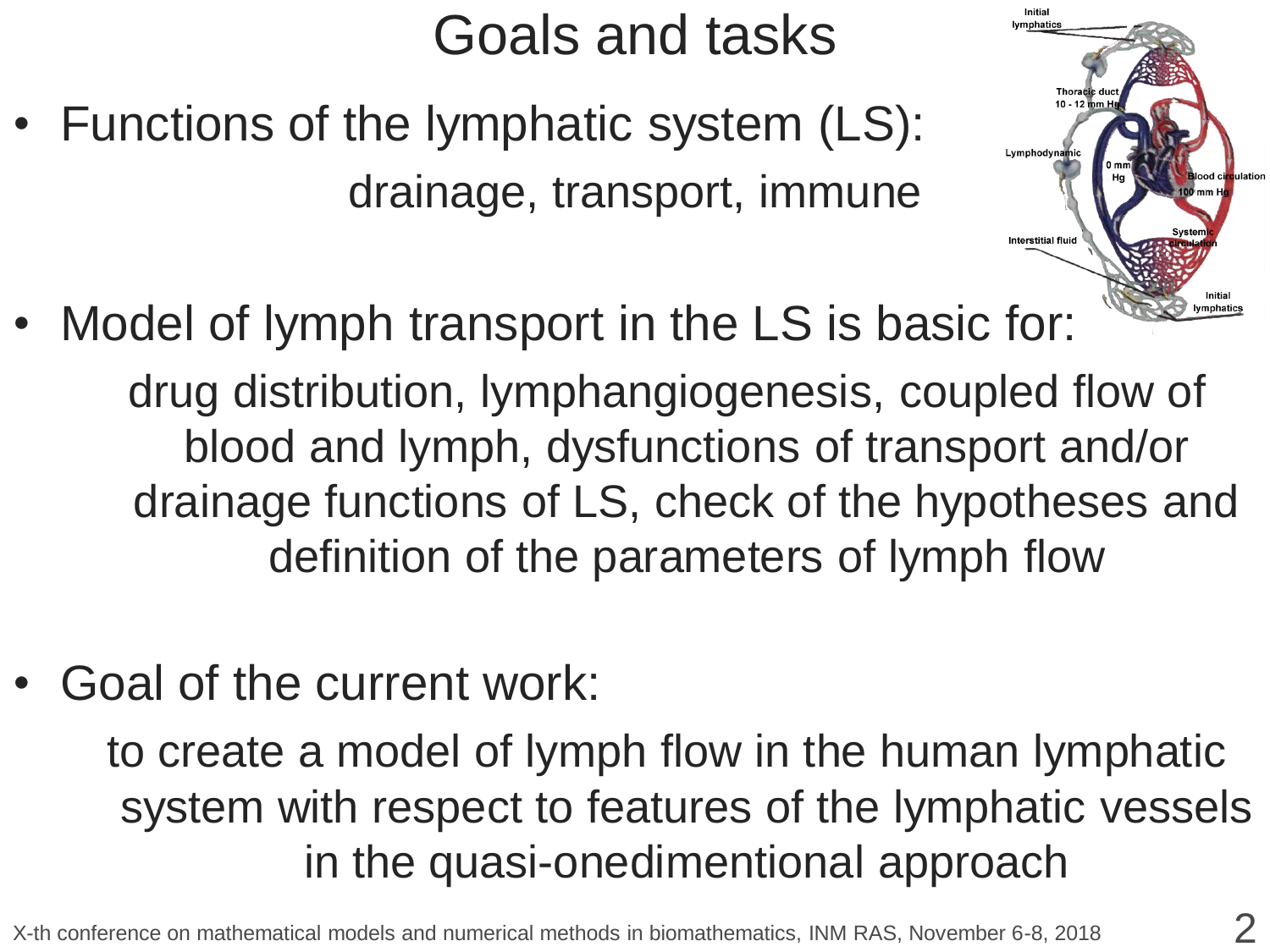# Goals and tasks

- Functions of the lymphatic system (LS):

  drainage, transport, immune

- Model of lymph transport in the LS is basic for:

  drug distribution, lymphangiogenesis, coupled flow of blood and lymph, dysfunctions of transport and/or drainage functions of LS, check of the hypotheses and definition of the parameters of lymph flow

- Goal of the current work:

  to create a model of lymph flow in the human lymphatic system with respect to features of the lymphatic vessels in the quasi-onedimentional approach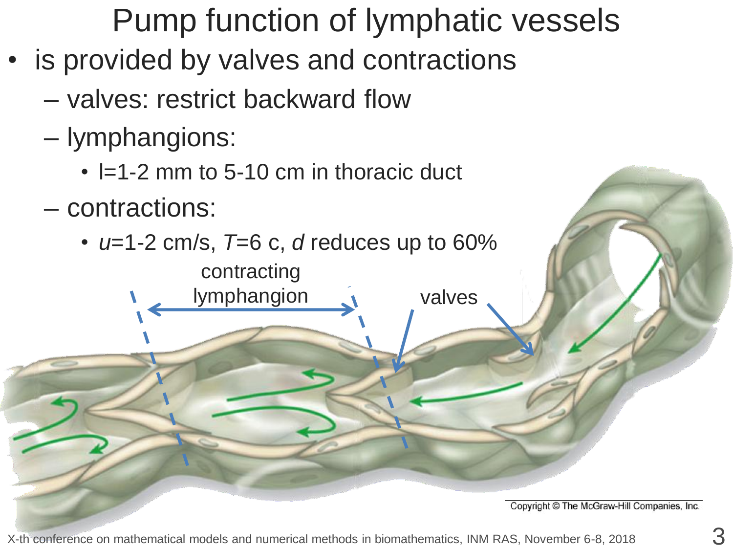# Pump function of lymphatic vessels

- is provided by valves and contractions
  - valves: restrict backward flow
  - lymphangions:
    - l=1-2 mm to 5-10 cm in thoracic duct
  - contractions:
    - $u$=1-2 cm/s, $T$=6 c, $d$ reduces up to 60%

contracting lymphangion

valves

Copyright © The McGraw-Hill Companies, Inc.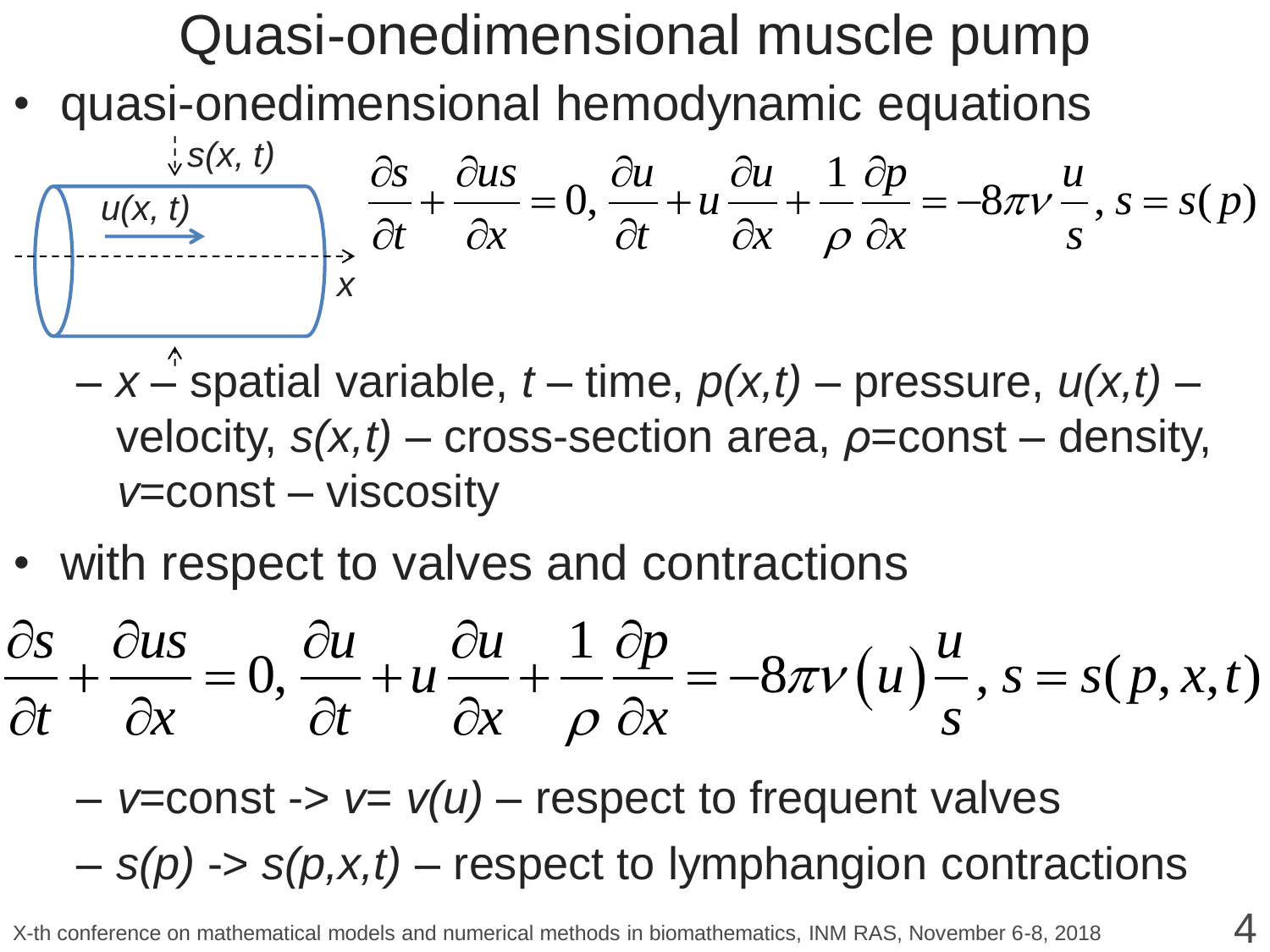# Quasi-onedimensional muscle pump

- quasi-onedimensional hemodynamic equations

$$\frac{\partial s}{\partial t}+\frac{\partial us}{\partial x}=0,\ \frac{\partial u}{\partial t}+u\frac{\partial u}{\partial x}+\frac{1}{\rho}\frac{\partial p}{\partial x}=-8\pi\nu\frac{u}{s},\ s=s(p)$$

  - $x$ – spatial variable, $t$ – time, $p(x,t)$ – pressure, $u(x,t)$ – velocity, $s(x,t)$ – cross-section area, $\rho$=const – density, $\nu$=const – viscosity

- with respect to valves and contractions

$$\frac{\partial s}{\partial t}+\frac{\partial us}{\partial x}=0,\ \frac{\partial u}{\partial t}+u\frac{\partial u}{\partial x}+\frac{1}{\rho}\frac{\partial p}{\partial x}=-8\pi\nu(u)\frac{u}{s},\ s=s(p,x,t)$$

  - $\nu$=const -> $\nu=\nu(u)$ – respect to frequent valves
  - $s(p)$ -> $s(p,x,t)$ – respect to lymphangion contractions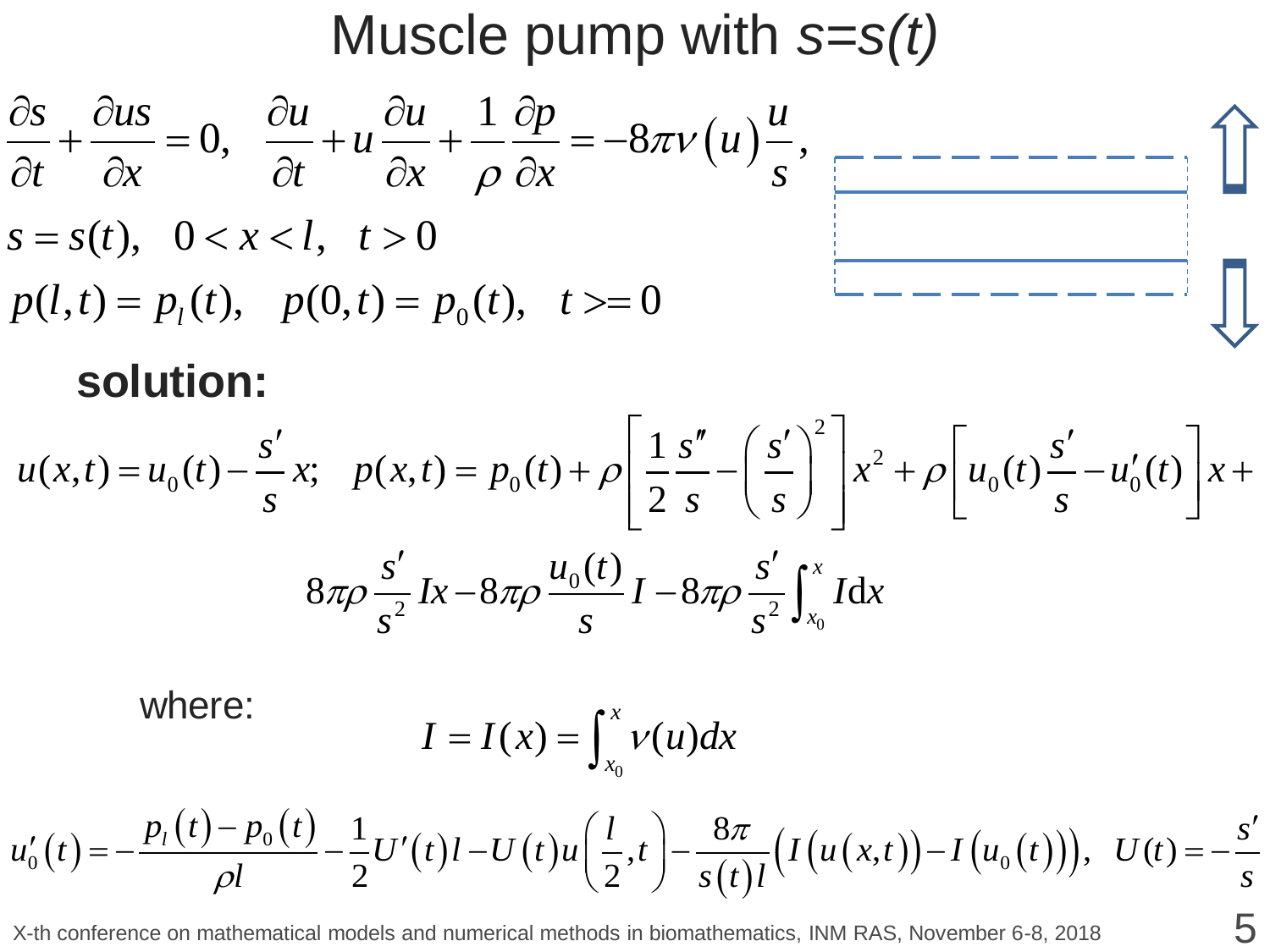# Muscle pump with $s=s(t)$

$$\frac{\partial s}{\partial t}+\frac{\partial us}{\partial x}=0,\quad \frac{\partial u}{\partial t}+u\frac{\partial u}{\partial x}+\frac{1}{\rho}\frac{\partial p}{\partial x}=-8\pi\nu\left(u\right)\frac{u}{s},$$

$$s=s(t),\quad 0<x<l,\quad t>0$$

$$p(l,t)=p_l(t),\quad p(0,t)=p_0(t),\quad t>=0$$

**solution:**

$$u(x,t)=u_0(t)-\frac{s'}{s}x;\quad p(x,t)=p_0(t)+\rho\left[\frac{1}{2}\frac{s''}{s}-\left(\frac{s'}{s}\right)^2\right]x^2+\rho\left[u_0(t)\frac{s'}{s}-u_0'(t)\right]x+$$

$$8\pi\rho\frac{s'}{s^2}Ix-8\pi\rho\frac{u_0(t)}{s}I-8\pi\rho\frac{s'}{s^2}\int_{x_0}^{x}I\mathrm{d}x$$

where:

$$I=I(x)=\int_{x_0}^{x}\nu(u)dx$$

$$u_0'\left(t\right)=-\frac{p_l\left(t\right)-p_0\left(t\right)}{\rho l}-\frac{1}{2}U'\left(t\right)l-U\left(t\right)u\left(\frac{l}{2},t\right)-\frac{8\pi}{s\left(t\right)l}\left(I\left(u\left(x,t\right)\right)-I\left(u_0\left(t\right)\right)\right),\quad U\left(t\right)=-\frac{s'}{s}$$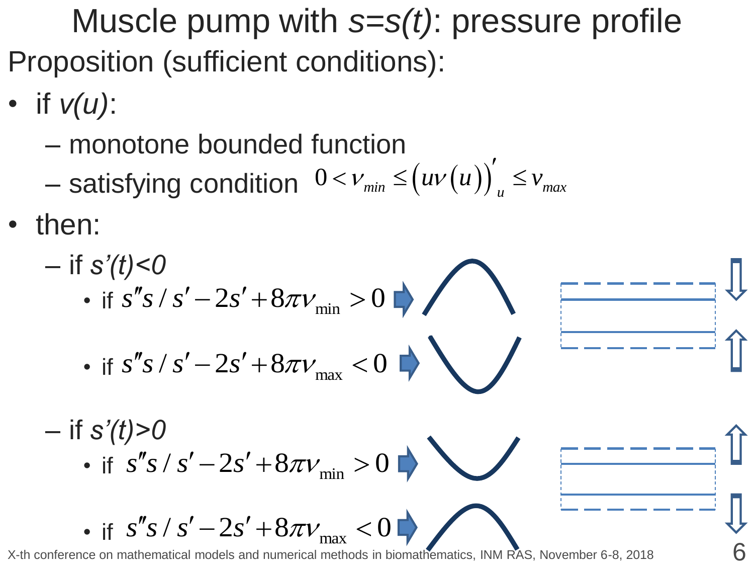# Muscle pump with $s=s(t)$: pressure profile

Proposition (sufficient conditions):

- if $v(u)$:
  - monotone bounded function
  - satisfying condition $0 < v_{min} \le \left(uv(u)\right)'_u \le v_{max}$
- then:
  - if $s'(t)<0$
    - if $s''s/s' - 2s' + 8\pi v_{\min} > 0$ ⇒ (concave pressure profile)
    - if $s''s/s' - 2s' + 8\pi v_{\max} < 0$ ⇒ (convex pressure profile)
  - if $s'(t)>0$
    - if $s''s/s' - 2s' + 8\pi v_{\min} > 0$ ⇒ (convex pressure profile)
    - if $s''s/s' - 2s' + 8\pi v_{\max} < 0$ ⇒ (concave pressure profile)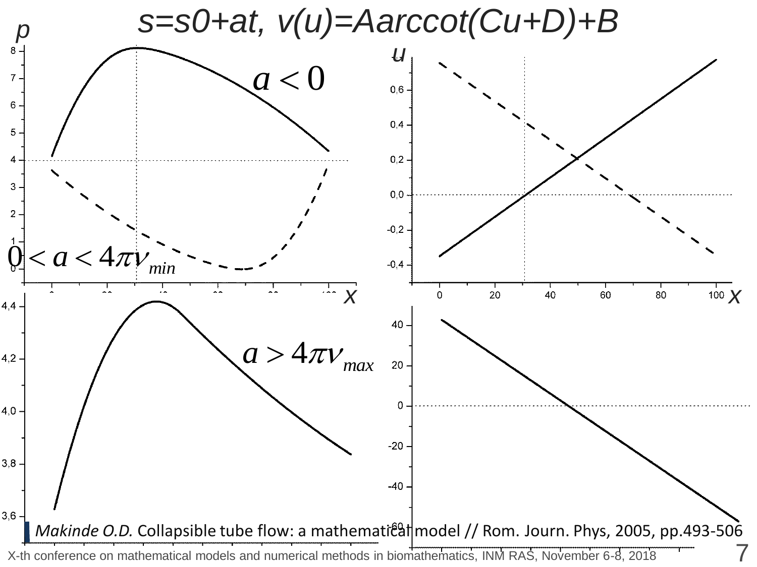# $s = s0 + at$, $v(u) = A\text{arccot}(Cu + D) + B$

$a < 0$

$0 < a < 4\pi\nu_{min}$

$a > 4\pi\nu_{max}$

*Makinde O.D.* Collapsible tube flow: a mathematical model // Rom. Journ. Phys, 2005, pp.493-506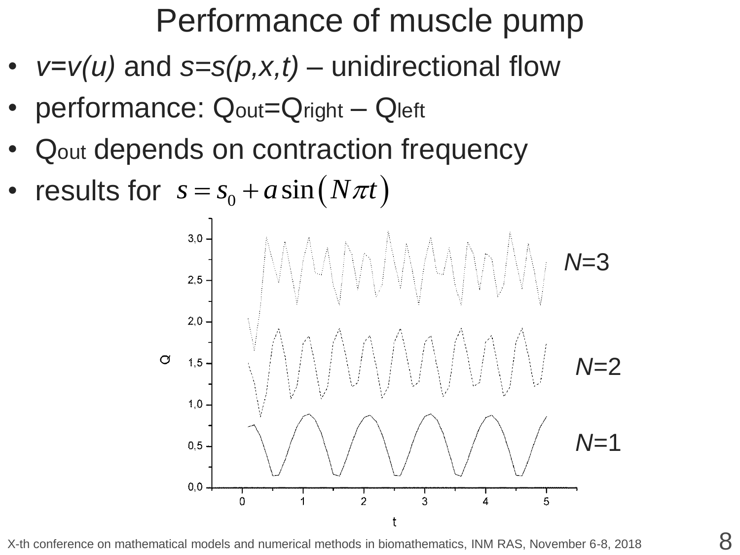# Performance of muscle pump

- *$v=v(u)$* and *$s=s(p,x,t)$* – unidirectional flow
- performance: $Q_{out}=Q_{right} - Q_{left}$
- $Q_{out}$ depends on contraction frequency
- results for $s = s_0 + a\sin\left(N\pi t\right)$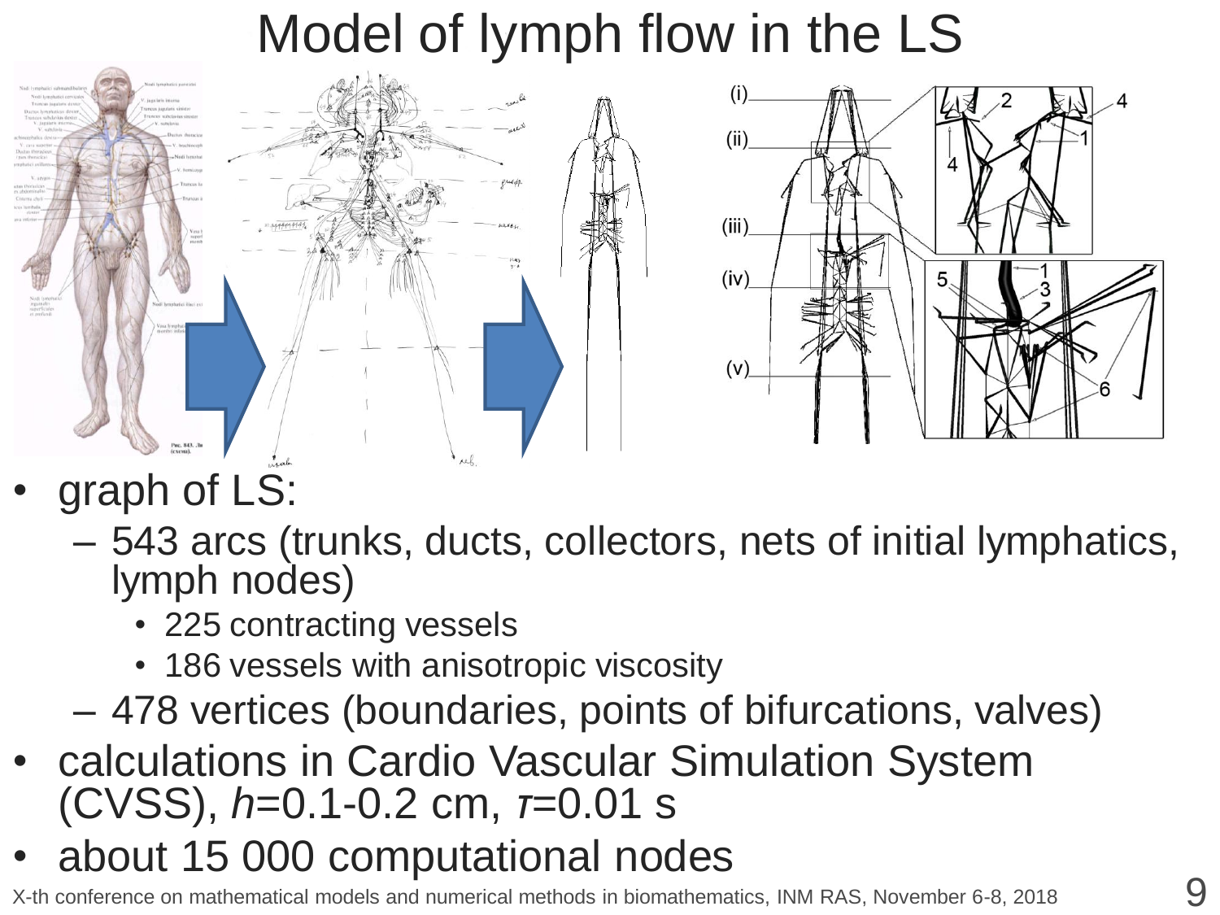# Model of lymph flow in the LS

- graph of LS:
  - 543 arcs (trunks, ducts, collectors, nets of initial lymphatics, lymph nodes)
    - 225 contracting vessels
    - 186 vessels with anisotropic viscosity
  - 478 vertices (boundaries, points of bifurcations, valves)
- calculations in Cardio Vascular Simulation System (CVSS), $h$=0.1-0.2 cm, $\tau$=0.01 s
- about 15 000 computational nodes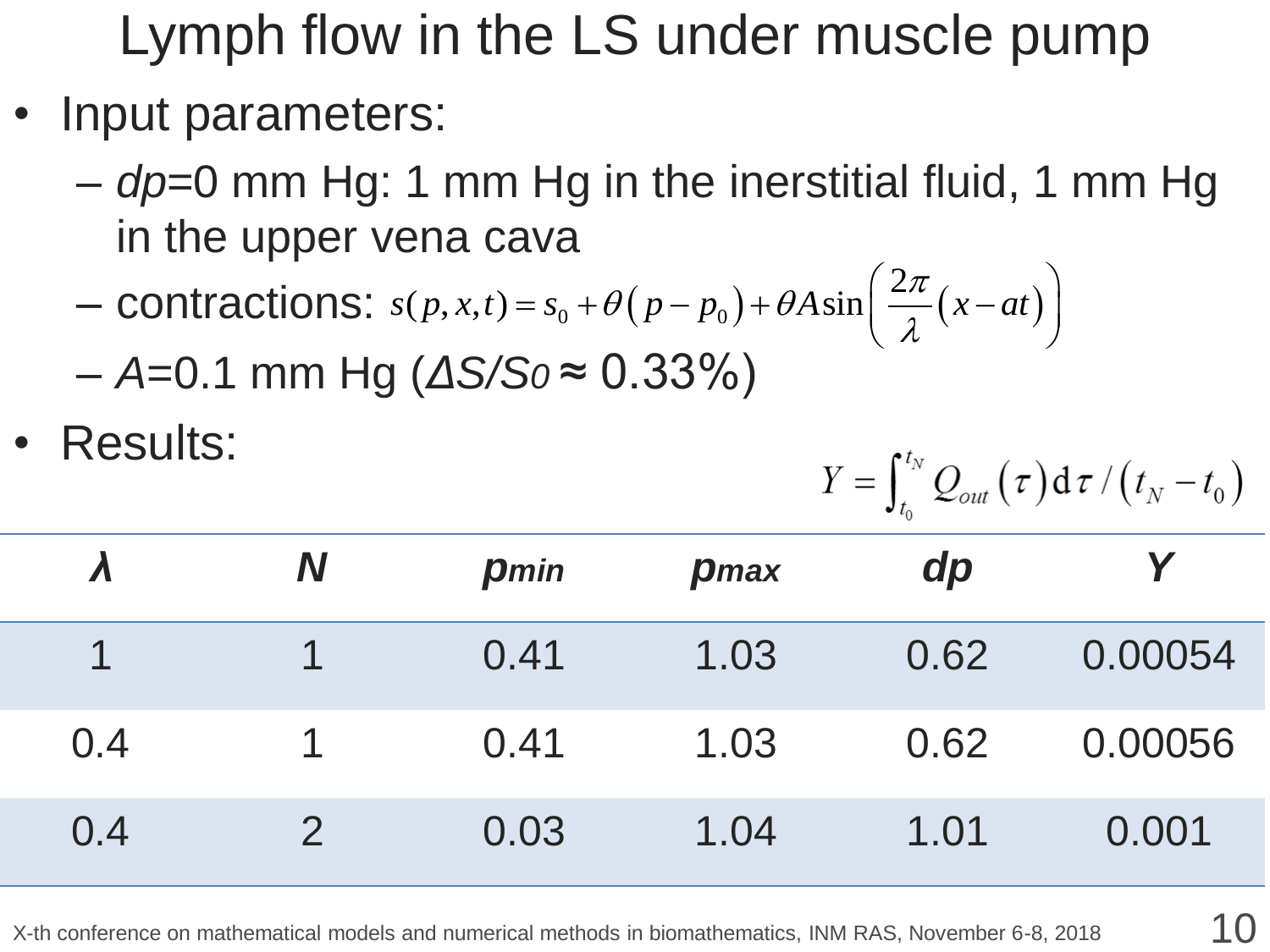# Lymph flow in the LS under muscle pump

- Input parameters:
  - *dp*=0 mm Hg: 1 mm Hg in the inerstitial fluid, 1 mm Hg in the upper vena cava
  - contractions: $s(p,x,t) = s_0 + \theta(p - p_0) + \theta A \sin\left(\frac{2\pi}{\lambda}(x - at)\right)$
  - *A*=0.1 mm Hg ($\Delta S/S_0 \approx 0.33\%$)
- Results:

$$Y = \int_{t_0}^{t_N} Q_{out}(\tau)\,\mathrm{d}\tau \,/\, (t_N - t_0)$$

| $\lambda$ | $N$ | $p_{min}$ | $p_{max}$ | $dp$ | $Y$ |
|---|---|---|---|---|---|
| 1 | 1 | 0.41 | 1.03 | 0.62 | 0.00054 |
| 0.4 | 1 | 0.41 | 1.03 | 0.62 | 0.00056 |
| 0.4 | 2 | 0.03 | 1.04 | 1.01 | 0.001 |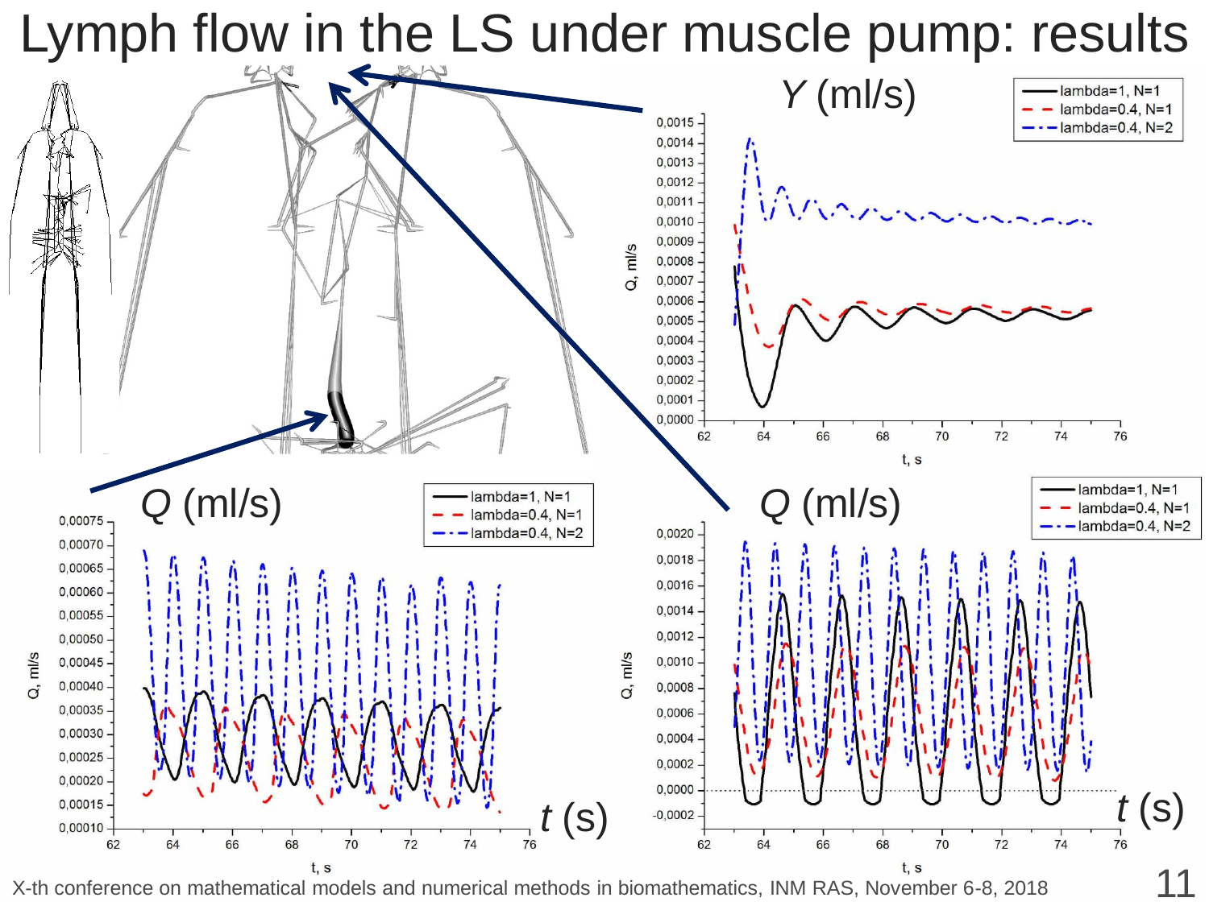# Lymph flow in the LS under muscle pump: results

*Y* (ml/s)

lambda=1, N=1
lambda=0.4, N=1
lambda=0.4, N=2

*Q* (ml/s)

lambda=1, N=1
lambda=0.4, N=1
lambda=0.4, N=2

*Q* (ml/s)

lambda=1, N=1
lambda=0.4, N=1
lambda=0.4, N=2

*t* (s)

*t* (s)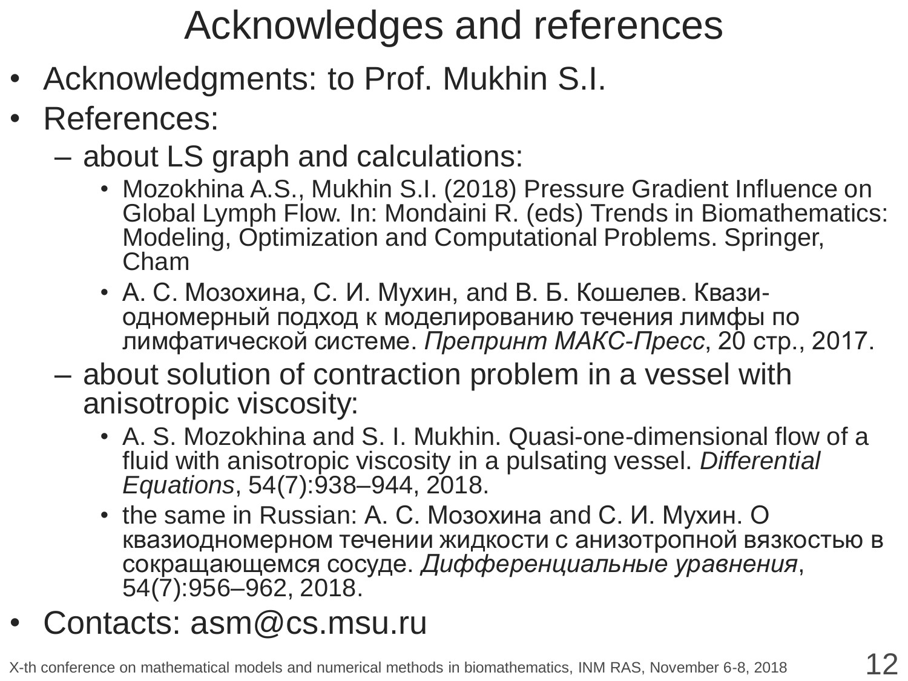# Acknowledges and references

- Acknowledgments: to Prof. Mukhin S.I.
- References:
  - about LS graph and calculations:
    - Mozokhina A.S., Mukhin S.I. (2018) Pressure Gradient Influence on Global Lymph Flow. In: Mondaini R. (eds) Trends in Biomathematics: Modeling, Optimization and Computational Problems. Springer, Cham
    - А. С. Мозохина, С. И. Мухин, and В. Б. Кошелев. Квази-одномерный подход к моделированию течения лимфы по лимфатической системе. *Препринт МАКС-Пресс*, 20 стр., 2017.
  - about solution of contraction problem in a vessel with anisotropic viscosity:
    - A. S. Mozokhina and S. I. Mukhin. Quasi-one-dimensional flow of a fluid with anisotropic viscosity in a pulsating vessel. *Differential Equations*, 54(7):938–944, 2018.
    - the same in Russian: А. С. Мозохина and С. И. Мухин. О квазиодномерном течении жидкости с анизотропной вязкостью в сокращающемся сосуде. *Дифференциальные уравнения*, 54(7):956–962, 2018.
- Contacts: asm@cs.msu.ru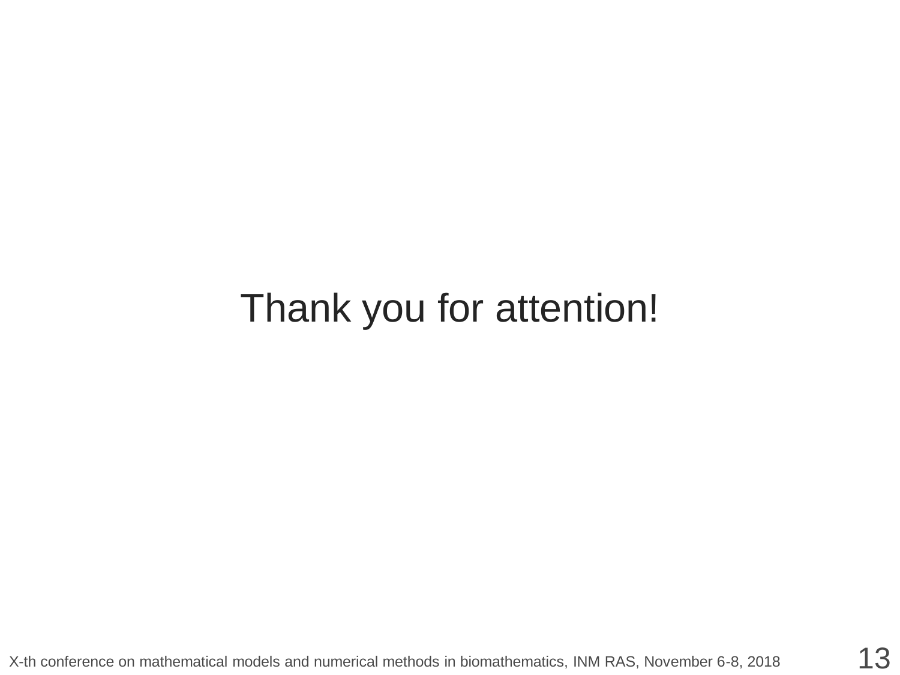Thank you for attention!